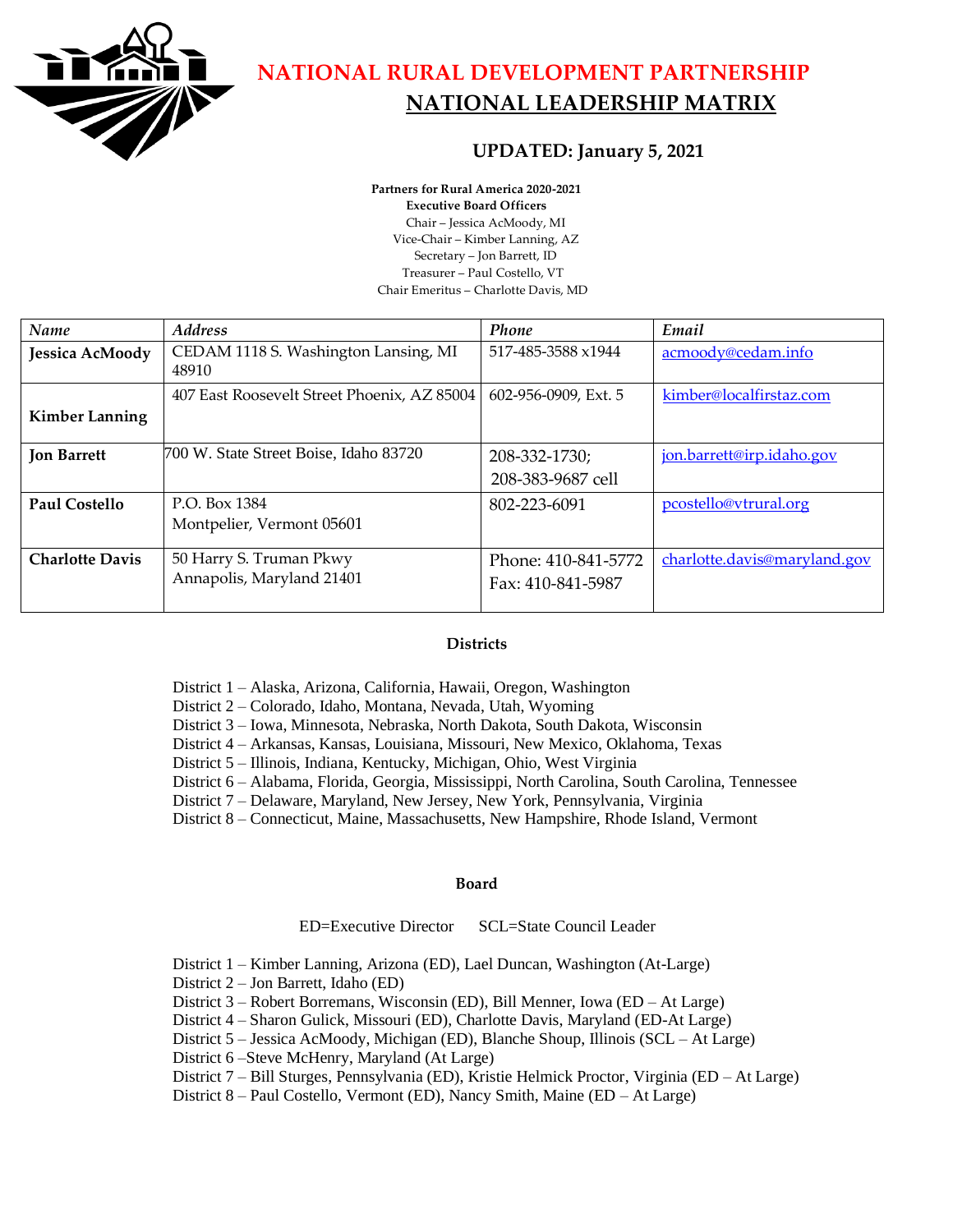# NATIONAL RURAL DEVELOPMENT PARTNERSHIP

## NATIONAL LEADERSHIP MATRIX

### UPDATED: January 5, 2021

**Partners for Rural America 2020-2021**
**Executive Board Officers**
Chair – Jessica AcMoody, MI
Vice-Chair – Kimber Lanning, AZ
Secretary – Jon Barrett, ID
Treasurer – Paul Costello, VT
Chair Emeritus – Charlotte Davis, MD

| *Name* | *Address* | *Phone* | *Email* |
|---|---|---|---|
| **Jessica AcMoody** | CEDAM 1118 S. Washington Lansing, MI 48910 | 517-485-3588 x1944 | acmoody@cedam.info |
| **Kimber Lanning** | 407 East Roosevelt Street Phoenix, AZ 85004 | 602-956-0909, Ext. 5 | kimber@localfirstaz.com |
| **Jon Barrett** | 700 W. State Street Boise, Idaho 83720 | 208-332-1730; 208-383-9687 cell | jon.barrett@irp.idaho.gov |
| **Paul Costello** | P.O. Box 1384 Montpelier, Vermont 05601 | 802-223-6091 | pcostello@vtrural.org |
| **Charlotte Davis** | 50 Harry S. Truman Pkwy Annapolis, Maryland 21401 | Phone: 410-841-5772 Fax: 410-841-5987 | charlotte.davis@maryland.gov |

**Districts**

District 1 – Alaska, Arizona, California, Hawaii, Oregon, Washington
District 2 – Colorado, Idaho, Montana, Nevada, Utah, Wyoming
District 3 – Iowa, Minnesota, Nebraska, North Dakota, South Dakota, Wisconsin
District 4 – Arkansas, Kansas, Louisiana, Missouri, New Mexico, Oklahoma, Texas
District 5 – Illinois, Indiana, Kentucky, Michigan, Ohio, West Virginia
District 6 – Alabama, Florida, Georgia, Mississippi, North Carolina, South Carolina, Tennessee
District 7 – Delaware, Maryland, New Jersey, New York, Pennsylvania, Virginia
District 8 – Connecticut, Maine, Massachusetts, New Hampshire, Rhode Island, Vermont

**Board**

ED=Executive Director SCL=State Council Leader

District 1 – Kimber Lanning, Arizona (ED), Lael Duncan, Washington (At-Large)
District 2 – Jon Barrett, Idaho (ED)
District 3 – Robert Borremans, Wisconsin (ED), Bill Menner, Iowa (ED – At Large)
District 4 – Sharon Gulick, Missouri (ED), Charlotte Davis, Maryland (ED-At Large)
District 5 – Jessica AcMoody, Michigan (ED), Blanche Shoup, Illinois (SCL – At Large)
District 6 –Steve McHenry, Maryland (At Large)
District 7 – Bill Sturges, Pennsylvania (ED), Kristie Helmick Proctor, Virginia (ED – At Large)
District 8 – Paul Costello, Vermont (ED), Nancy Smith, Maine (ED – At Large)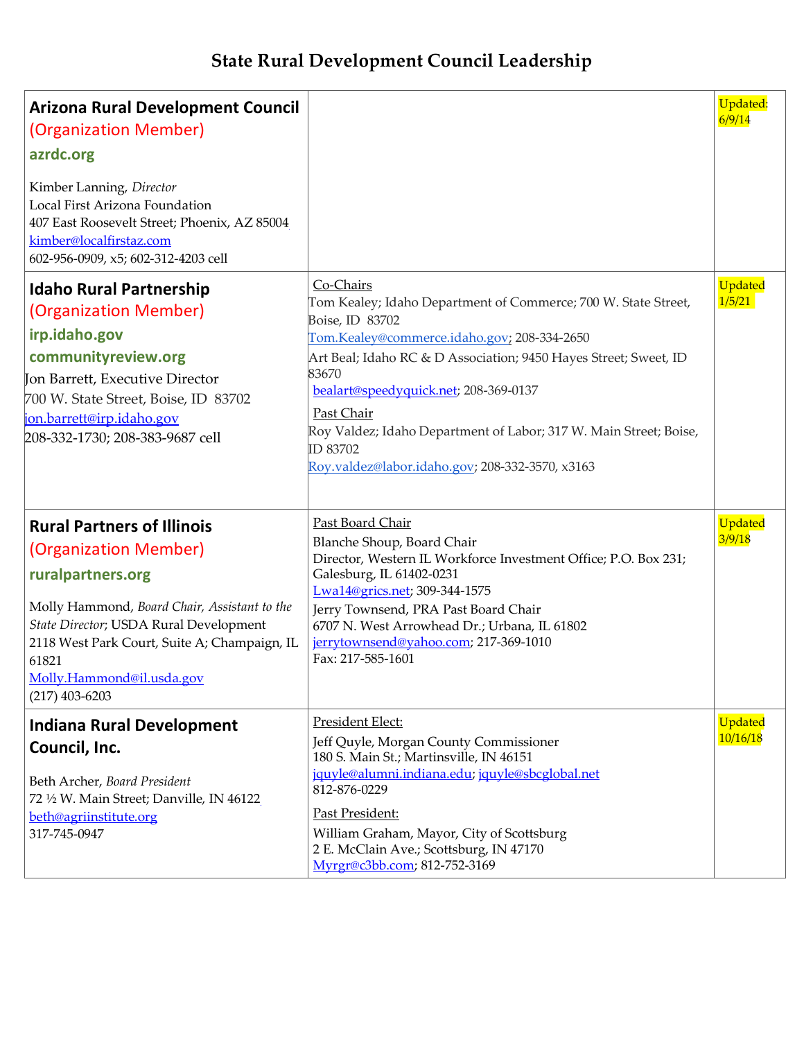# State Rural Development Council Leadership

| | | |
|---|---|---|
| **Arizona Rural Development Council**<br>(Organization Member)<br>**azrdc.org**<br><br>Kimber Lanning, *Director*<br>Local First Arizona Foundation<br>407 East Roosevelt Street; Phoenix, AZ 85004<br>kimber@localfirstaz.com<br>602-956-0909, x5; 602-312-4203 cell | | Updated: 6/9/14 |
| **Idaho Rural Partnership**<br>(Organization Member)<br>**irp.idaho.gov**<br>**communityreview.org**<br>Jon Barrett, Executive Director<br>700 W. State Street, Boise, ID 83702<br>jon.barrett@irp.idaho.gov<br>208-332-1730; 208-383-9687 cell | Co-Chairs<br>Tom Kealey; Idaho Department of Commerce; 700 W. State Street, Boise, ID 83702<br>Tom.Kealey@commerce.idaho.gov; 208-334-2650<br>Art Beal; Idaho RC & D Association; 9450 Hayes Street; Sweet, ID 83670<br>bealart@speedyquick.net; 208-369-0137<br>Past Chair<br>Roy Valdez; Idaho Department of Labor; 317 W. Main Street; Boise, ID 83702<br>Roy.valdez@labor.idaho.gov; 208-332-3570, x3163 | Updated 1/5/21 |
| **Rural Partners of Illinois**<br>(Organization Member)<br>**ruralpartners.org**<br><br>Molly Hammond, *Board Chair, Assistant to the State Director*; USDA Rural Development<br>2118 West Park Court, Suite A; Champaign, IL 61821<br>Molly.Hammond@il.usda.gov<br>(217) 403-6203 | Past Board Chair<br>Blanche Shoup, Board Chair<br>Director, Western IL Workforce Investment Office; P.O. Box 231; Galesburg, IL 61402-0231<br>Lwa14@grics.net; 309-344-1575<br>Jerry Townsend, PRA Past Board Chair<br>6707 N. West Arrowhead Dr.; Urbana, IL 61802<br>jerrytownsend@yahoo.com; 217-369-1010<br>Fax: 217-585-1601 | Updated 3/9/18 |
| **Indiana Rural Development Council, Inc.**<br><br>Beth Archer, *Board President*<br>72 ½ W. Main Street; Danville, IN 46122<br>beth@agriinstitute.org<br>317-745-0947 | President Elect:<br>Jeff Quyle, Morgan County Commissioner<br>180 S. Main St.; Martinsville, IN 46151<br>jquyle@alumni.indiana.edu; jquyle@sbcglobal.net<br>812-876-0229<br>Past President:<br>William Graham, Mayor, City of Scottsburg<br>2 E. McClain Ave.; Scottsburg, IN 47170<br>Myrgr@c3bb.com; 812-752-3169 | Updated 10/16/18 |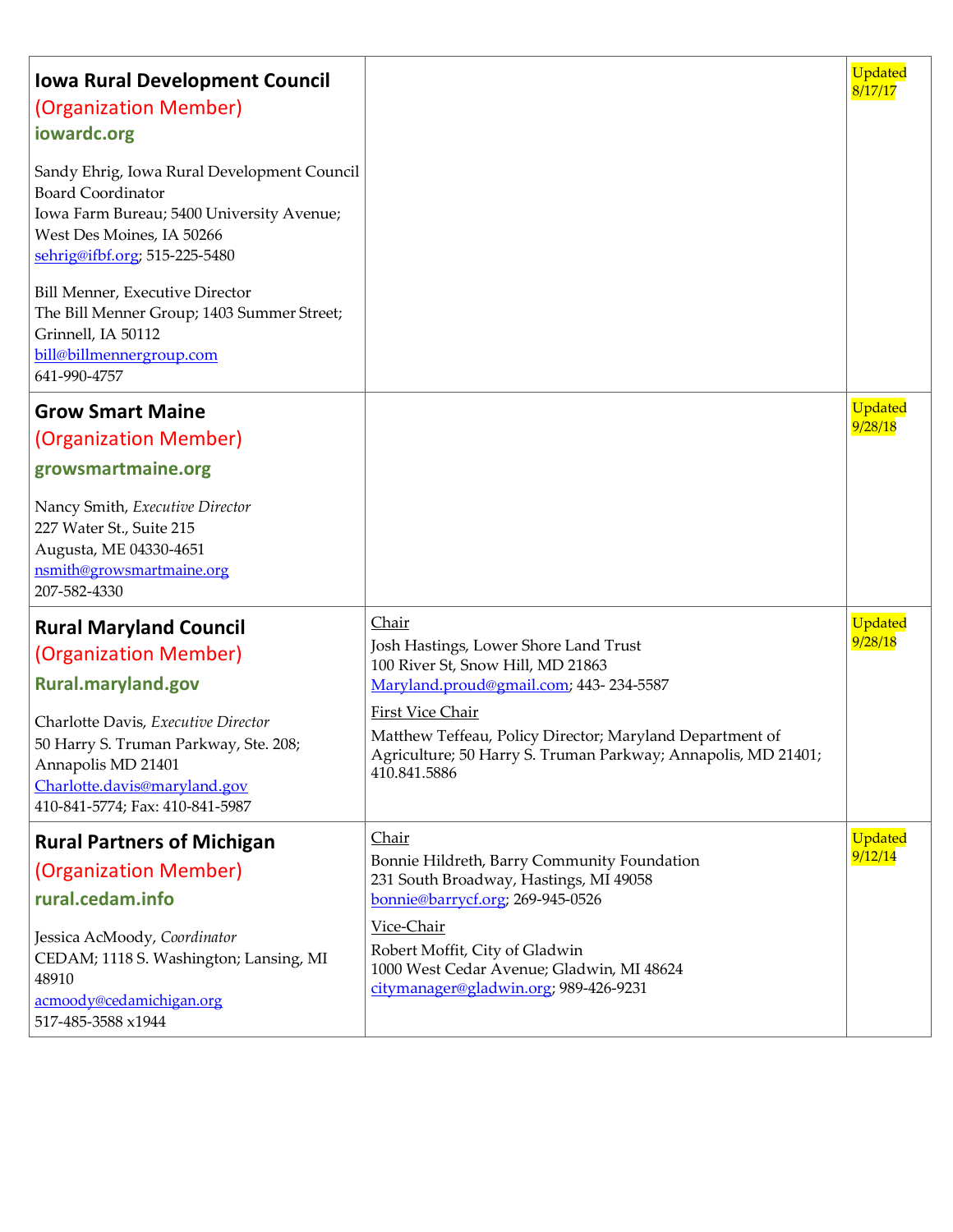| | | |
|---|---|---|
| **Iowa Rural Development Council**<br>(Organization Member)<br>**iowardc.org**<br><br>Sandy Ehrig, Iowa Rural Development Council Board Coordinator<br>Iowa Farm Bureau; 5400 University Avenue; West Des Moines, IA 50266<br>sehrig@ifbf.org; 515-225-5480<br><br>Bill Menner, Executive Director<br>The Bill Menner Group; 1403 Summer Street; Grinnell, IA 50112<br>bill@billmennergroup.com<br>641-990-4757 | | Updated 8/17/17 |
| **Grow Smart Maine**<br>(Organization Member)<br>**growsmartmaine.org**<br><br>Nancy Smith, *Executive Director*<br>227 Water St., Suite 215<br>Augusta, ME 04330-4651<br>nsmith@growsmartmaine.org<br>207-582-4330 | | Updated 9/28/18 |
| **Rural Maryland Council**<br>(Organization Member)<br>**Rural.maryland.gov**<br><br>Charlotte Davis, *Executive Director*<br>50 Harry S. Truman Parkway, Ste. 208; Annapolis MD 21401<br>Charlotte.davis@maryland.gov<br>410-841-5774; Fax: 410-841-5987 | Chair<br>Josh Hastings, Lower Shore Land Trust<br>100 River St, Snow Hill, MD 21863<br>Maryland.proud@gmail.com; 443- 234-5587<br><br>First Vice Chair<br>Matthew Teffeau, Policy Director; Maryland Department of Agriculture; 50 Harry S. Truman Parkway; Annapolis, MD 21401; 410.841.5886 | Updated 9/28/18 |
| **Rural Partners of Michigan**<br>(Organization Member)<br>**rural.cedam.info**<br><br>Jessica AcMoody, *Coordinator*<br>CEDAM; 1118 S. Washington; Lansing, MI 48910<br>acmoody@cedamichigan.org<br>517-485-3588 x1944 | Chair<br>Bonnie Hildreth, Barry Community Foundation<br>231 South Broadway, Hastings, MI 49058<br>bonnie@barrycf.org; 269-945-0526<br><br>Vice-Chair<br>Robert Moffit, City of Gladwin<br>1000 West Cedar Avenue; Gladwin, MI 48624<br>citymanager@gladwin.org; 989-426-9231 | Updated 9/12/14 |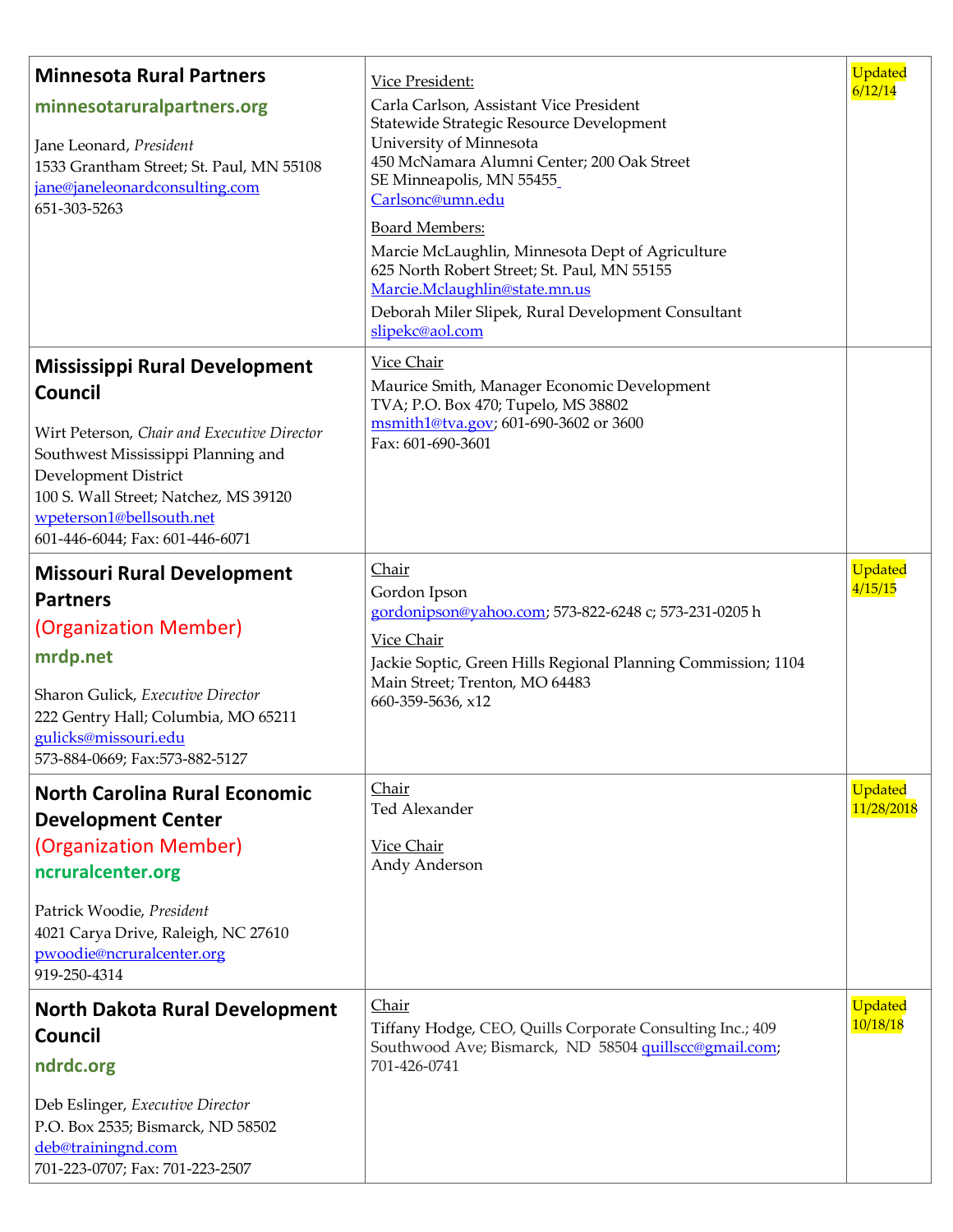| | | |
|---|---|---|
| **Minnesota Rural Partners**<br>**minnesotaruralpartners.org**<br><br>Jane Leonard, *President*<br>1533 Grantham Street; St. Paul, MN 55108<br>jane@janeleonardconsulting.com<br>651-303-5263 | Vice President:<br>Carla Carlson, Assistant Vice President<br>Statewide Strategic Resource Development<br>University of Minnesota<br>450 McNamara Alumni Center; 200 Oak Street<br>SE Minneapolis, MN 55455<br>Carlsonc@umn.edu<br><br>Board Members:<br>Marcie McLaughlin, Minnesota Dept of Agriculture<br>625 North Robert Street; St. Paul, MN 55155<br>Marcie.Mclaughlin@state.mn.us<br>Deborah Miler Slipek, Rural Development Consultant<br>slipekc@aol.com | Updated 6/12/14 |
| **Mississippi Rural Development Council**<br><br>Wirt Peterson, *Chair and Executive Director*<br>Southwest Mississippi Planning and Development District<br>100 S. Wall Street; Natchez, MS 39120<br>wpeterson1@bellsouth.net<br>601-446-6044; Fax: 601-446-6071 | Vice Chair<br>Maurice Smith, Manager Economic Development<br>TVA; P.O. Box 470; Tupelo, MS 38802<br>msmith1@tva.gov; 601-690-3602 or 3600<br>Fax: 601-690-3601 | |
| **Missouri Rural Development Partners**<br>(Organization Member)<br>**mrdp.net**<br><br>Sharon Gulick, *Executive Director*<br>222 Gentry Hall; Columbia, MO 65211<br>gulicks@missouri.edu<br>573-884-0669; Fax:573-882-5127 | Chair<br>Gordon Ipson<br>gordonipson@yahoo.com; 573-822-6248 c; 573-231-0205 h<br><br>Vice Chair<br>Jackie Soptic, Green Hills Regional Planning Commission; 1104 Main Street; Trenton, MO 64483<br>660-359-5636, x12 | Updated 4/15/15 |
| **North Carolina Rural Economic Development Center**<br>(Organization Member)<br>**ncruralcenter.org**<br><br>Patrick Woodie, *President*<br>4021 Carya Drive, Raleigh, NC 27610<br>pwoodie@ncruralcenter.org<br>919-250-4314 | Chair<br>Ted Alexander<br><br>Vice Chair<br>Andy Anderson | Updated 11/28/2018 |
| **North Dakota Rural Development Council**<br>**ndrdc.org**<br><br>Deb Eslinger, *Executive Director*<br>P.O. Box 2535; Bismarck, ND 58502<br>deb@trainingnd.com<br>701-223-0707; Fax: 701-223-2507 | Chair<br>Tiffany Hodge, CEO, Quills Corporate Consulting Inc.; 409 Southwood Ave; Bismarck, ND 58504 quillscc@gmail.com; 701-426-0741 | Updated 10/18/18 |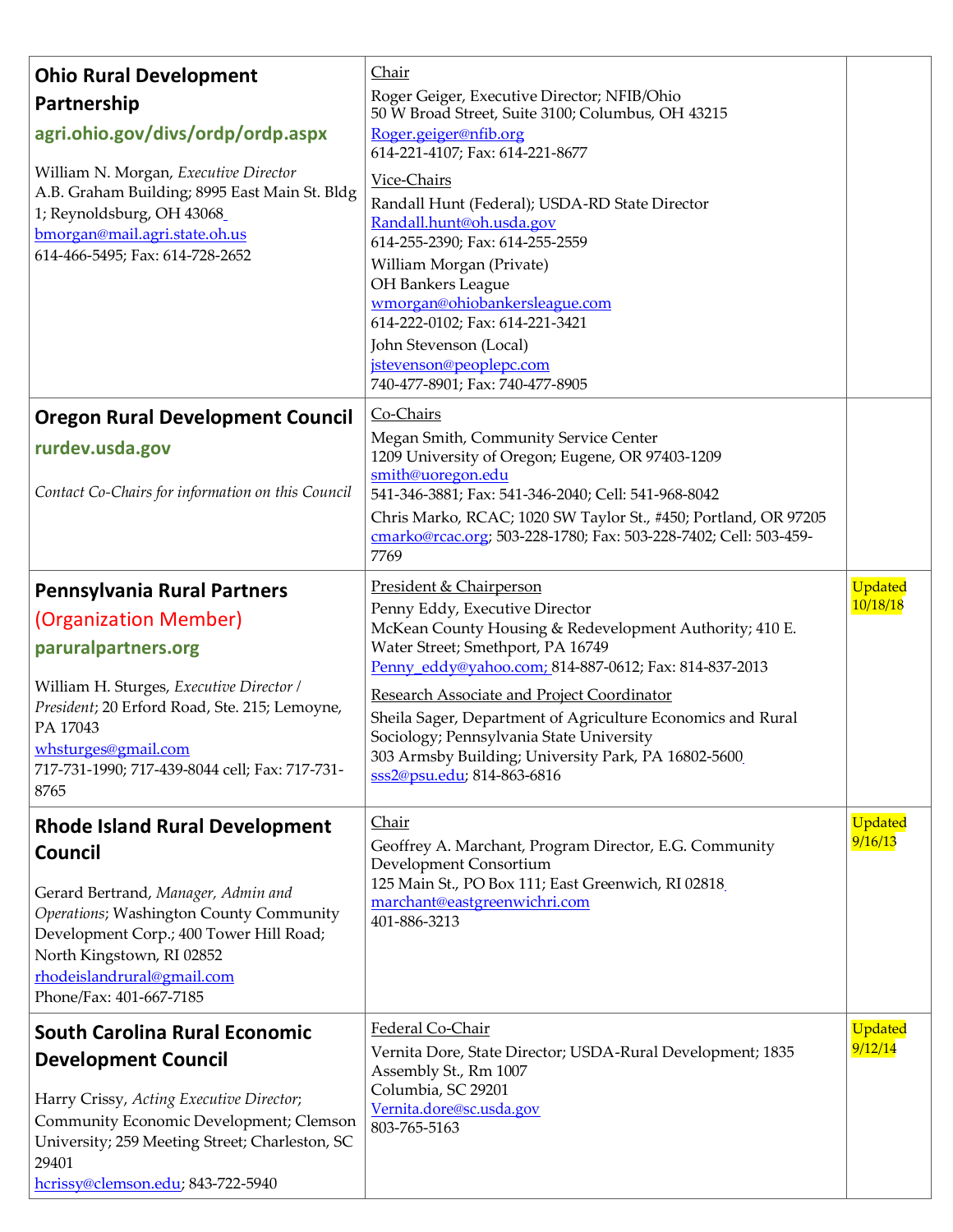| | | |
|---|---|---|
| **Ohio Rural Development Partnership**<br>**agri.ohio.gov/divs/ordp/ordp.aspx**<br><br>William N. Morgan, *Executive Director*<br>A.B. Graham Building; 8995 East Main St. Bldg 1; Reynoldsburg, OH 43068<br>bmorgan@mail.agri.state.oh.us<br>614-466-5495; Fax: 614-728-2652 | Chair<br>Roger Geiger, Executive Director; NFIB/Ohio<br>50 W Broad Street, Suite 3100; Columbus, OH 43215<br>Roger.geiger@nfib.org<br>614-221-4107; Fax: 614-221-8677<br><br>Vice-Chairs<br>Randall Hunt (Federal); USDA-RD State Director<br>Randall.hunt@oh.usda.gov<br>614-255-2390; Fax: 614-255-2559<br>William Morgan (Private)<br>OH Bankers League<br>wmorgan@ohiobankersleague.com<br>614-222-0102; Fax: 614-221-3421<br>John Stevenson (Local)<br>jstevenson@peoplepc.com<br>740-477-8901; Fax: 740-477-8905 | |
| **Oregon Rural Development Council**<br>**rurdev.usda.gov**<br><br>*Contact Co-Chairs for information on this Council* | Co-Chairs<br>Megan Smith, Community Service Center<br>1209 University of Oregon; Eugene, OR 97403-1209<br>smith@uoregon.edu<br>541-346-3881; Fax: 541-346-2040; Cell: 541-968-8042<br>Chris Marko, RCAC; 1020 SW Taylor St., #450; Portland, OR 97205<br>cmarko@rcac.org; 503-228-1780; Fax: 503-228-7402; Cell: 503-459-7769 | |
| **Pennsylvania Rural Partners**<br>(Organization Member)<br>**paruralpartners.org**<br><br>William H. Sturges, *Executive Director / President*; 20 Erford Road, Ste. 215; Lemoyne, PA 17043<br>whsturges@gmail.com<br>717-731-1990; 717-439-8044 cell; Fax: 717-731-8765 | President & Chairperson<br>Penny Eddy, Executive Director<br>McKean County Housing & Redevelopment Authority; 410 E. Water Street; Smethport, PA 16749<br>Penny_eddy@yahoo.com; 814-887-0612; Fax: 814-837-2013<br><br>Research Associate and Project Coordinator<br>Sheila Sager, Department of Agriculture Economics and Rural Sociology; Pennsylvania State University<br>303 Armsby Building; University Park, PA 16802-5600<br>sss2@psu.edu; 814-863-6816 | Updated 10/18/18 |
| **Rhode Island Rural Development Council**<br><br>Gerard Bertrand, *Manager, Admin and Operations*; Washington County Community Development Corp.; 400 Tower Hill Road; North Kingstown, RI 02852<br>rhodeislandrural@gmail.com<br>Phone/Fax: 401-667-7185 | Chair<br>Geoffrey A. Marchant, Program Director, E.G. Community Development Consortium<br>125 Main St., PO Box 111; East Greenwich, RI 02818<br>marchant@eastgreenwichri.com<br>401-886-3213 | Updated 9/16/13 |
| **South Carolina Rural Economic Development Council**<br><br>Harry Crissy, *Acting Executive Director*; Community Economic Development; Clemson University; 259 Meeting Street; Charleston, SC 29401<br>hcrissy@clemson.edu; 843-722-5940 | Federal Co-Chair<br>Vernita Dore, State Director; USDA-Rural Development; 1835 Assembly St., Rm 1007<br>Columbia, SC 29201<br>Vernita.dore@sc.usda.gov<br>803-765-5163 | Updated 9/12/14 |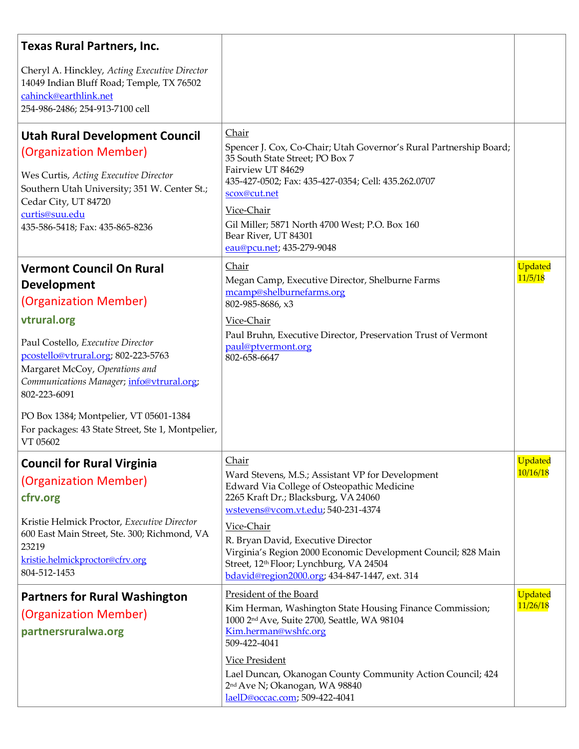| | | |
|---|---|---|
| **Texas Rural Partners, Inc.**<br><br>Cheryl A. Hinckley, *Acting Executive Director*<br>14049 Indian Bluff Road; Temple, TX 76502<br>cahinck@earthlink.net<br>254-986-2486; 254-913-7100 cell | | |
| **Utah Rural Development Council**<br>(Organization Member)<br><br>Wes Curtis, *Acting Executive Director*<br>Southern Utah University; 351 W. Center St.; Cedar City, UT 84720<br>curtis@suu.edu<br>435-586-5418; Fax: 435-865-8236 | Chair<br>Spencer J. Cox, Co-Chair; Utah Governor's Rural Partnership Board; 35 South State Street; PO Box 7<br>Fairview UT 84629<br>435-427-0502; Fax: 435-427-0354; Cell: 435.262.0707<br>scox@cut.net<br><br>Vice-Chair<br>Gil Miller; 5871 North 4700 West; P.O. Box 160<br>Bear River, UT 84301<br>eau@pcu.net; 435-279-9048 | |
| **Vermont Council On Rural Development**<br>(Organization Member)<br>**vtrural.org**<br><br>Paul Costello, *Executive Director*<br>pcostello@vtrural.org; 802-223-5763<br>Margaret McCoy, *Operations and Communications Manager*; info@vtrural.org; 802-223-6091<br><br>PO Box 1384; Montpelier, VT 05601-1384<br>For packages: 43 State Street, Ste 1, Montpelier, VT 05602 | Chair<br>Megan Camp, Executive Director, Shelburne Farms<br>mcamp@shelburnefarms.org<br>802-985-8686, x3<br><br>Vice-Chair<br>Paul Bruhn, Executive Director, Preservation Trust of Vermont<br>paul@ptvermont.org<br>802-658-6647 | Updated 11/5/18 |
| **Council for Rural Virginia**<br>(Organization Member)<br>**cfrv.org**<br><br>Kristie Helmick Proctor, *Executive Director*<br>600 East Main Street, Ste. 300; Richmond, VA 23219<br>kristie.helmickproctor@cfrv.org<br>804-512-1453 | Chair<br>Ward Stevens, M.S.; Assistant VP for Development<br>Edward Via College of Osteopathic Medicine<br>2265 Kraft Dr.; Blacksburg, VA 24060<br>wstevens@vcom.vt.edu; 540-231-4374<br><br>Vice-Chair<br>R. Bryan David, Executive Director<br>Virginia's Region 2000 Economic Development Council; 828 Main Street, 12th Floor; Lynchburg, VA 24504<br>bdavid@region2000.org; 434-847-1447, ext. 314 | Updated 10/16/18 |
| **Partners for Rural Washington**<br>(Organization Member)<br>**partnersruralwa.org** | President of the Board<br>Kim Herman, Washington State Housing Finance Commission; 1000 2nd Ave, Suite 2700, Seattle, WA 98104<br>Kim.herman@wshfc.org<br>509-422-4041<br><br>Vice President<br>Lael Duncan, Okanogan County Community Action Council; 424 2nd Ave N; Okanogan, WA 98840<br>laelD@occac.com; 509-422-4041 | Updated 11/26/18 |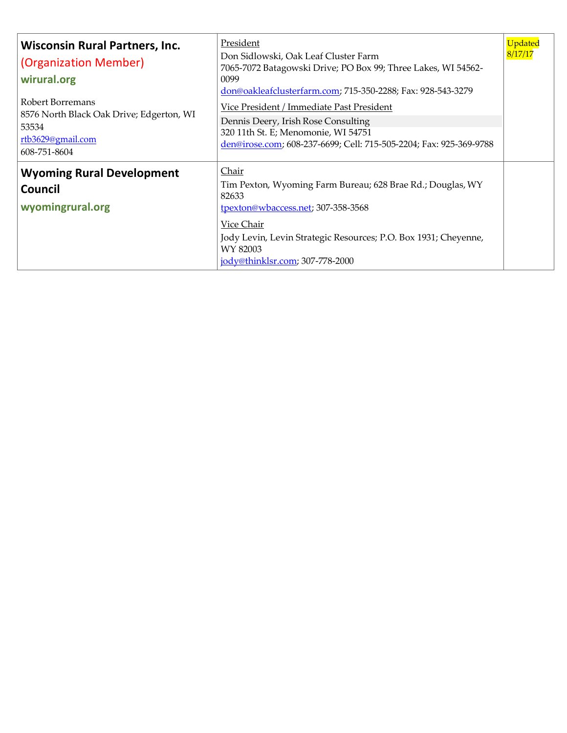| | | |
|---|---|---|
| **Wisconsin Rural Partners, Inc.**<br>(Organization Member)<br>**wirural.org**<br><br>Robert Borremans<br>8576 North Black Oak Drive; Edgerton, WI 53534<br>rtb3629@gmail.com<br>608-751-8604 | President<br>Don Sidlowski, Oak Leaf Cluster Farm<br>7065-7072 Batagowski Drive; PO Box 99; Three Lakes, WI 54562-0099<br>don@oakleafclusterfarm.com; 715-350-2288; Fax: 928-543-3279<br><br>Vice President / Immediate Past President<br>Dennis Deery, Irish Rose Consulting<br>320 11th St. E; Menomonie, WI 54751<br>den@irose.com; 608-237-6699; Cell: 715-505-2204; Fax: 925-369-9788 | Updated 8/17/17 |
| **Wyoming Rural Development Council**<br>**wyomingrural.org** | Chair<br>Tim Pexton, Wyoming Farm Bureau; 628 Brae Rd.; Douglas, WY 82633<br>tpexton@wbaccess.net; 307-358-3568<br><br>Vice Chair<br>Jody Levin, Levin Strategic Resources; P.O. Box 1931; Cheyenne, WY 82003<br>jody@thinklsr.com; 307-778-2000 | |